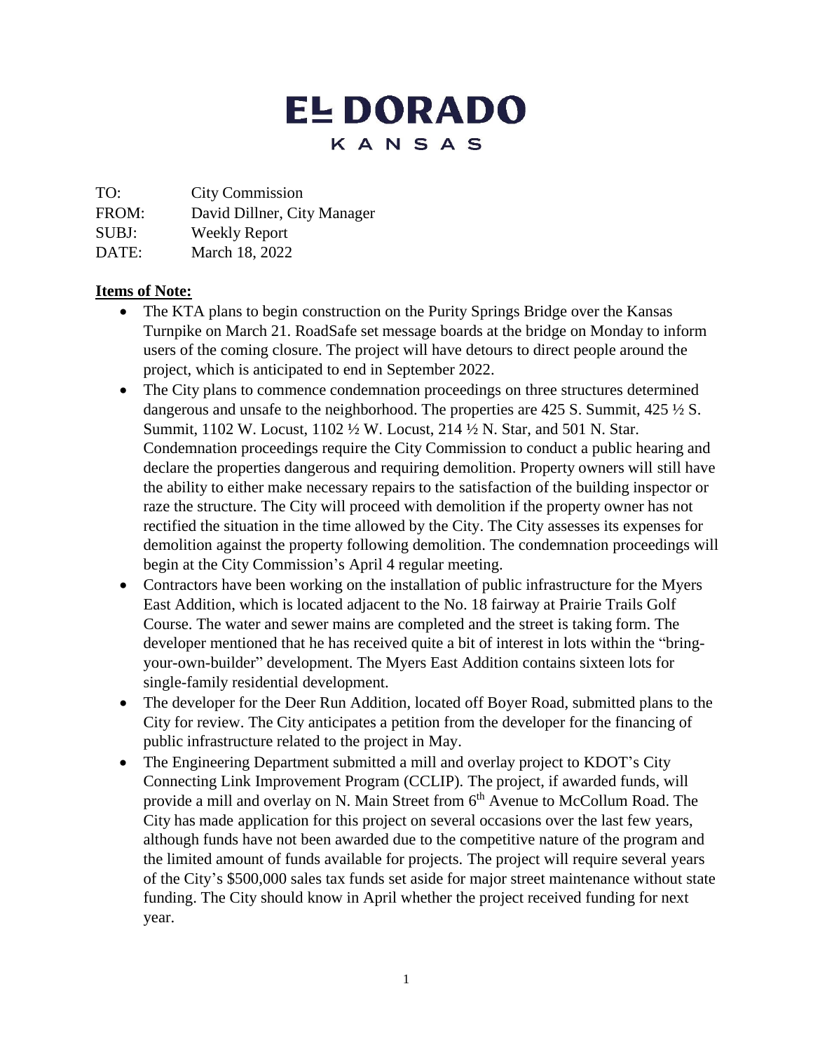# EL DORADO
## KANSAS

TO: City Commission
FROM: David Dillner, City Manager
SUBJ: Weekly Report
DATE: March 18, 2022

**Items of Note:**

- The KTA plans to begin construction on the Purity Springs Bridge over the Kansas Turnpike on March 21. RoadSafe set message boards at the bridge on Monday to inform users of the coming closure. The project will have detours to direct people around the project, which is anticipated to end in September 2022.
- The City plans to commence condemnation proceedings on three structures determined dangerous and unsafe to the neighborhood. The properties are 425 S. Summit, 425 ½ S. Summit, 1102 W. Locust, 1102 ½ W. Locust, 214 ½ N. Star, and 501 N. Star. Condemnation proceedings require the City Commission to conduct a public hearing and declare the properties dangerous and requiring demolition. Property owners will still have the ability to either make necessary repairs to the satisfaction of the building inspector or raze the structure. The City will proceed with demolition if the property owner has not rectified the situation in the time allowed by the City. The City assesses its expenses for demolition against the property following demolition. The condemnation proceedings will begin at the City Commission's April 4 regular meeting.
- Contractors have been working on the installation of public infrastructure for the Myers East Addition, which is located adjacent to the No. 18 fairway at Prairie Trails Golf Course. The water and sewer mains are completed and the street is taking form. The developer mentioned that he has received quite a bit of interest in lots within the "bring-your-own-builder" development. The Myers East Addition contains sixteen lots for single-family residential development.
- The developer for the Deer Run Addition, located off Boyer Road, submitted plans to the City for review. The City anticipates a petition from the developer for the financing of public infrastructure related to the project in May.
- The Engineering Department submitted a mill and overlay project to KDOT's City Connecting Link Improvement Program (CCLIP). The project, if awarded funds, will provide a mill and overlay on N. Main Street from 6th Avenue to McCollum Road. The City has made application for this project on several occasions over the last few years, although funds have not been awarded due to the competitive nature of the program and the limited amount of funds available for projects. The project will require several years of the City's $500,000 sales tax funds set aside for major street maintenance without state funding. The City should know in April whether the project received funding for next year.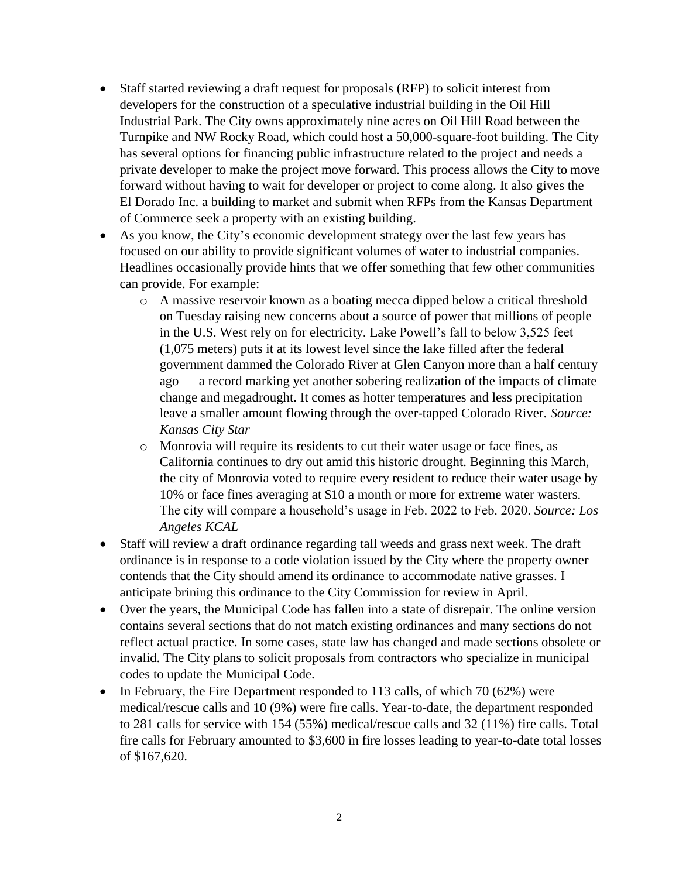- Staff started reviewing a draft request for proposals (RFP) to solicit interest from developers for the construction of a speculative industrial building in the Oil Hill Industrial Park. The City owns approximately nine acres on Oil Hill Road between the Turnpike and NW Rocky Road, which could host a 50,000-square-foot building. The City has several options for financing public infrastructure related to the project and needs a private developer to make the project move forward. This process allows the City to move forward without having to wait for developer or project to come along. It also gives the El Dorado Inc. a building to market and submit when RFPs from the Kansas Department of Commerce seek a property with an existing building.
- As you know, the City's economic development strategy over the last few years has focused on our ability to provide significant volumes of water to industrial companies. Headlines occasionally provide hints that we offer something that few other communities can provide. For example:
    - A massive reservoir known as a boating mecca dipped below a critical threshold on Tuesday raising new concerns about a source of power that millions of people in the U.S. West rely on for electricity. Lake Powell's fall to below 3,525 feet (1,075 meters) puts it at its lowest level since the lake filled after the federal government dammed the Colorado River at Glen Canyon more than a half century ago — a record marking yet another sobering realization of the impacts of climate change and megadrought. It comes as hotter temperatures and less precipitation leave a smaller amount flowing through the over-tapped Colorado River. *Source: Kansas City Star*
    - Monrovia will require its residents to cut their water usage or face fines, as California continues to dry out amid this historic drought. Beginning this March, the city of Monrovia voted to require every resident to reduce their water usage by 10% or face fines averaging at $10 a month or more for extreme water wasters. The city will compare a household's usage in Feb. 2022 to Feb. 2020. *Source: Los Angeles KCAL*
- Staff will review a draft ordinance regarding tall weeds and grass next week. The draft ordinance is in response to a code violation issued by the City where the property owner contends that the City should amend its ordinance to accommodate native grasses. I anticipate brining this ordinance to the City Commission for review in April.
- Over the years, the Municipal Code has fallen into a state of disrepair. The online version contains several sections that do not match existing ordinances and many sections do not reflect actual practice. In some cases, state law has changed and made sections obsolete or invalid. The City plans to solicit proposals from contractors who specialize in municipal codes to update the Municipal Code.
- In February, the Fire Department responded to 113 calls, of which 70 (62%) were medical/rescue calls and 10 (9%) were fire calls. Year-to-date, the department responded to 281 calls for service with 154 (55%) medical/rescue calls and 32 (11%) fire calls. Total fire calls for February amounted to $3,600 in fire losses leading to year-to-date total losses of $167,620.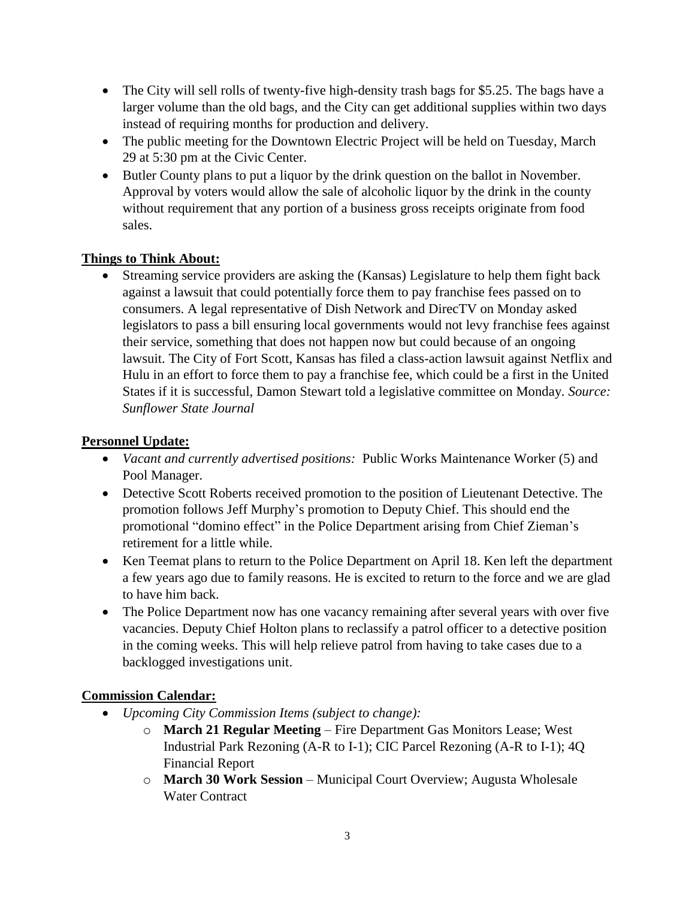- The City will sell rolls of twenty-five high-density trash bags for $5.25. The bags have a larger volume than the old bags, and the City can get additional supplies within two days instead of requiring months for production and delivery.
- The public meeting for the Downtown Electric Project will be held on Tuesday, March 29 at 5:30 pm at the Civic Center.
- Butler County plans to put a liquor by the drink question on the ballot in November. Approval by voters would allow the sale of alcoholic liquor by the drink in the county without requirement that any portion of a business gross receipts originate from food sales.

## **Things to Think About:**

- Streaming service providers are asking the (Kansas) Legislature to help them fight back against a lawsuit that could potentially force them to pay franchise fees passed on to consumers. A legal representative of Dish Network and DirecTV on Monday asked legislators to pass a bill ensuring local governments would not levy franchise fees against their service, something that does not happen now but could because of an ongoing lawsuit. The City of Fort Scott, Kansas has filed a class-action lawsuit against Netflix and Hulu in an effort to force them to pay a franchise fee, which could be a first in the United States if it is successful, Damon Stewart told a legislative committee on Monday. *Source: Sunflower State Journal*

## **Personnel Update:**

- *Vacant and currently advertised positions:* Public Works Maintenance Worker (5) and Pool Manager.
- Detective Scott Roberts received promotion to the position of Lieutenant Detective. The promotion follows Jeff Murphy's promotion to Deputy Chief. This should end the promotional "domino effect" in the Police Department arising from Chief Zieman's retirement for a little while.
- Ken Teemat plans to return to the Police Department on April 18. Ken left the department a few years ago due to family reasons. He is excited to return to the force and we are glad to have him back.
- The Police Department now has one vacancy remaining after several years with over five vacancies. Deputy Chief Holton plans to reclassify a patrol officer to a detective position in the coming weeks. This will help relieve patrol from having to take cases due to a backlogged investigations unit.

## **Commission Calendar:**

- *Upcoming City Commission Items (subject to change):*
  - **March 21 Regular Meeting** – Fire Department Gas Monitors Lease; West Industrial Park Rezoning (A-R to I-1); CIC Parcel Rezoning (A-R to I-1); 4Q Financial Report
  - **March 30 Work Session** – Municipal Court Overview; Augusta Wholesale Water Contract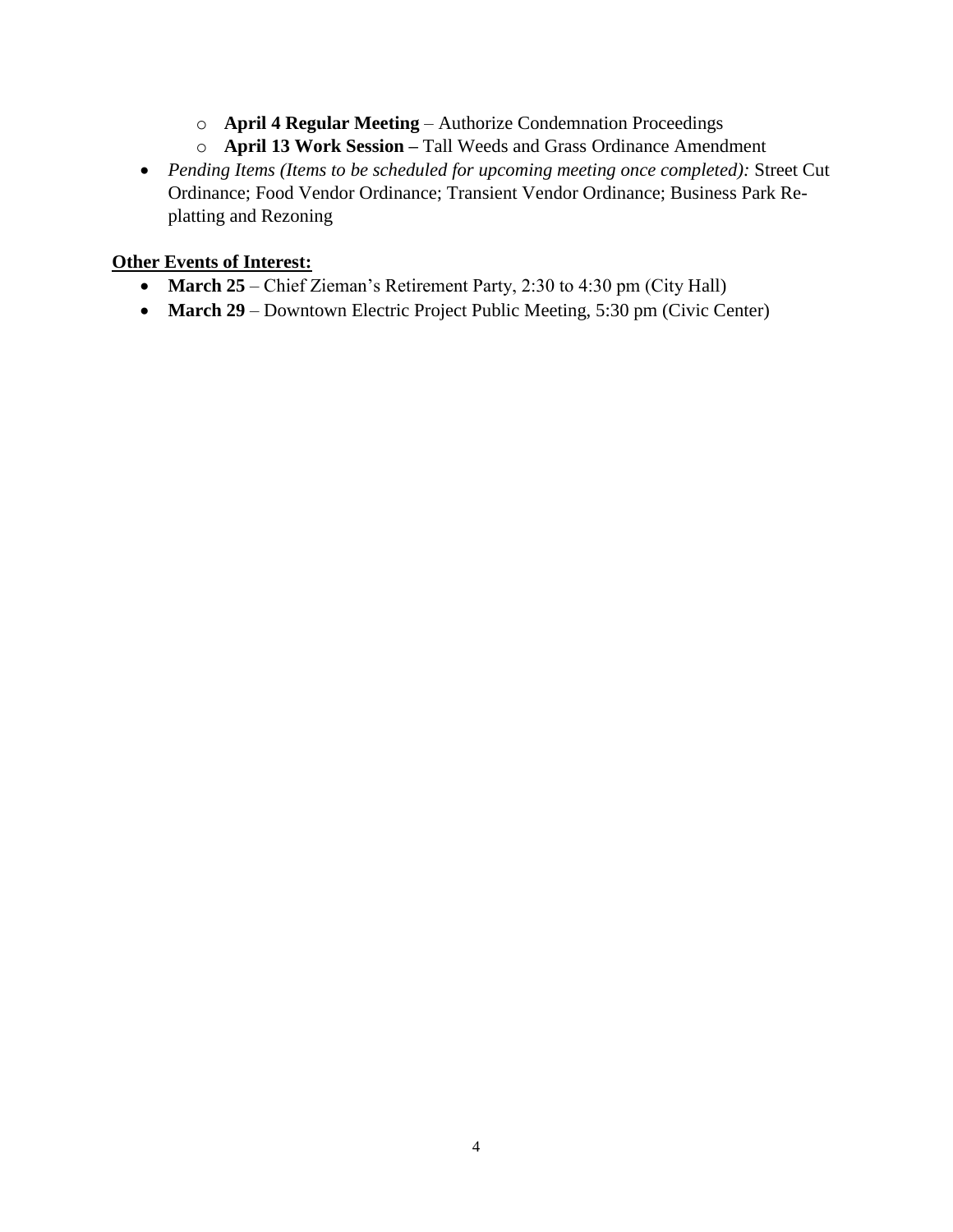- **April 4 Regular Meeting** – Authorize Condemnation Proceedings
  - **April 13 Work Session –** Tall Weeds and Grass Ordinance Amendment
- *Pending Items (Items to be scheduled for upcoming meeting once completed):* Street Cut Ordinance; Food Vendor Ordinance; Transient Vendor Ordinance; Business Park Re-platting and Rezoning

**<u>Other Events of Interest:</u>**

- **March 25** – Chief Zieman's Retirement Party, 2:30 to 4:30 pm (City Hall)
- **March 29** – Downtown Electric Project Public Meeting, 5:30 pm (Civic Center)